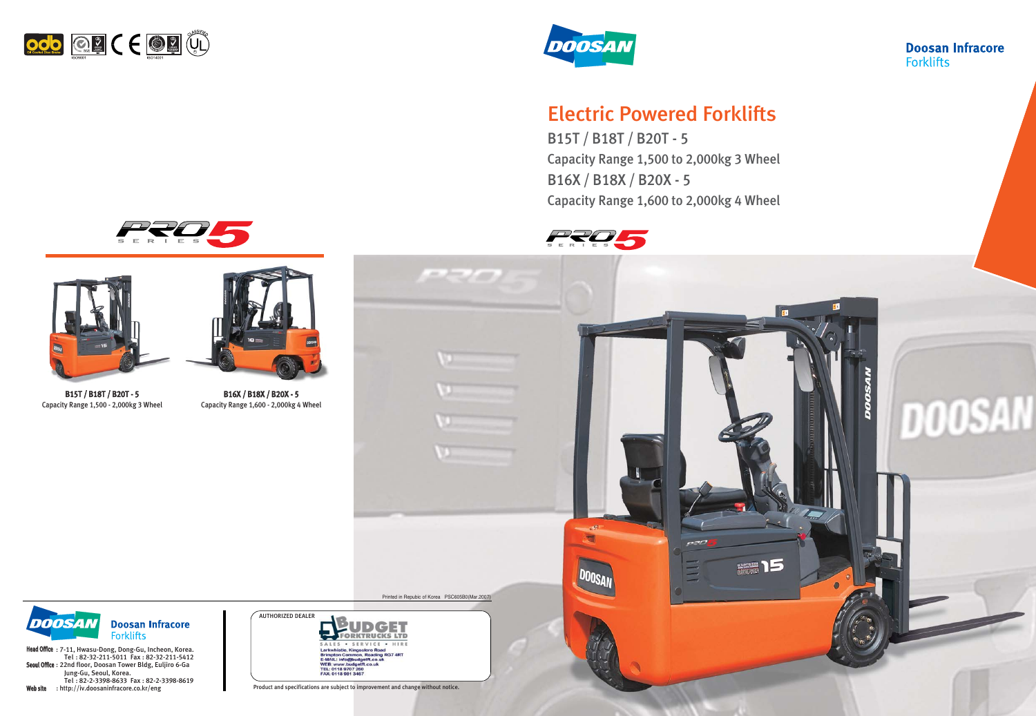Doosan Infracore
Forklifts

# Electric Powered Forklifts

## B15T / B18T / B20T - 5

Capacity Range 1,500 to 2,000kg 3 Wheel

## B16X / B18X / B20X - 5

Capacity Range 1,600 to 2,000kg 4 Wheel

PRO5 SERIES

**B15T / B18T / B20T - 5**
Capacity Range 1,500 - 2,000kg 3 Wheel

**B16X / B18X / B20X - 5**
Capacity Range 1,600 - 2,000kg 4 Wheel

Printed in Republic of Korea PSC605B0(Mar.2007)

**Doosan Infracore**
Forklifts

**Head Office** : 7-11, Hwasu-Dong, Dong-Gu, Incheon, Korea.
Tel : 82-32-211-5011 Fax : 82-32-211-5412

**Seoul Office** : 22nd floor, Doosan Tower Bldg, Euljiro 6-Ga Jung-Gu, Seoul, Korea.
Tel : 82-2-3398-8633 Fax : 82-2-3398-8619

**Web site** : http://iv.doosaninfracore.co.kr/eng

AUTHORIZED DEALER

BUDGET FORKTRUCKS LTD
SALES • SERVICE • HIRE
Larkwhistle, Kingsclere Road
Brimpton Common, Reading RG7 4RT
E-MAIL: info@budgetft.co.uk
WEB: www.budgetft.co.uk
TEL: 0118 9707 260
FAX: 0118 981 3467

Product and specifications are subject to improvement and change without notice.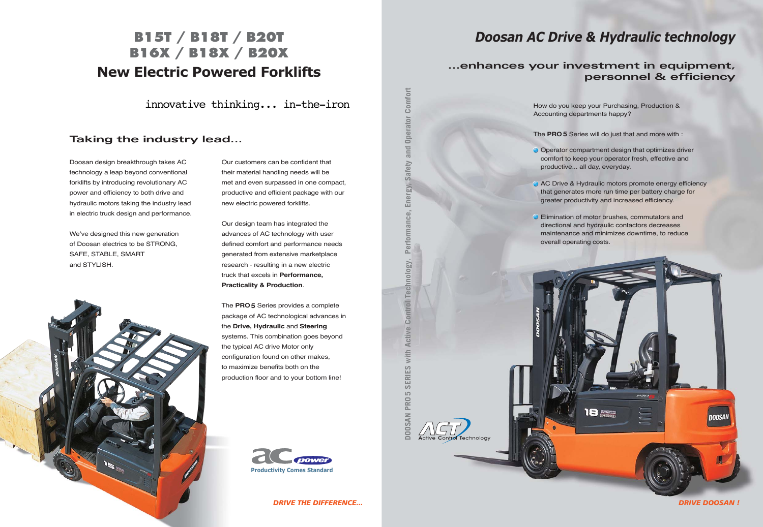# B15T / B18T / B20T
# B16X / B18X / B20X
## New Electric Powered Forklifts

innovative thinking... in-the-iron

### Taking the industry lead...

Doosan design breakthrough takes AC technology a leap beyond conventional forklifts by introducing revolutionary AC power and efficiency to both drive and hydraulic motors taking the industry lead in electric truck design and performance.

We've designed this new generation of Doosan electrics to be STRONG, SAFE, STABLE, SMART and STYLISH.

Our customers can be confident that their material handling needs will be met and even surpassed in one compact, productive and efficient package with our new electric powered forklifts.

Our design team has integrated the advances of AC technology with user defined comfort and performance needs generated from extensive marketplace research - resulting in a new electric truck that excels in **Performance, Practicality & Production**.

The **PRO 5** Series provides a complete package of AC technological advances in the **Drive, Hydraulic** and **Steering** systems. This combination goes beyond the typical AC drive Motor only configuration found on other makes, to maximize benefits both on the production floor and to your bottom line!

ac power
Productivity Comes Standard

*DRIVE THE DIFFERENCE...*

DOOSAN PRO 5 SERIES with Active Control Technology. Performance, Energy, Safety and Operator Comfort

# *Doosan AC Drive & Hydraulic technology*

## ...enhances your investment in equipment, personnel & efficiency

How do you keep your Purchasing, Production & Accounting departments happy?

The **PRO 5** Series will do just that and more with :

- Operator compartment design that optimizes driver comfort to keep your operator fresh, effective and productive... all day, everyday.
- AC Drive & Hydraulic motors promote energy efficiency that generates more run time per battery charge for greater productivity and increased efficiency.
- Elimination of motor brushes, commutators and directional and hydraulic contactors decreases maintenance and minimizes downtime, to reduce overall operating costs.

ACT Active Control Technology

*DRIVE DOOSAN !*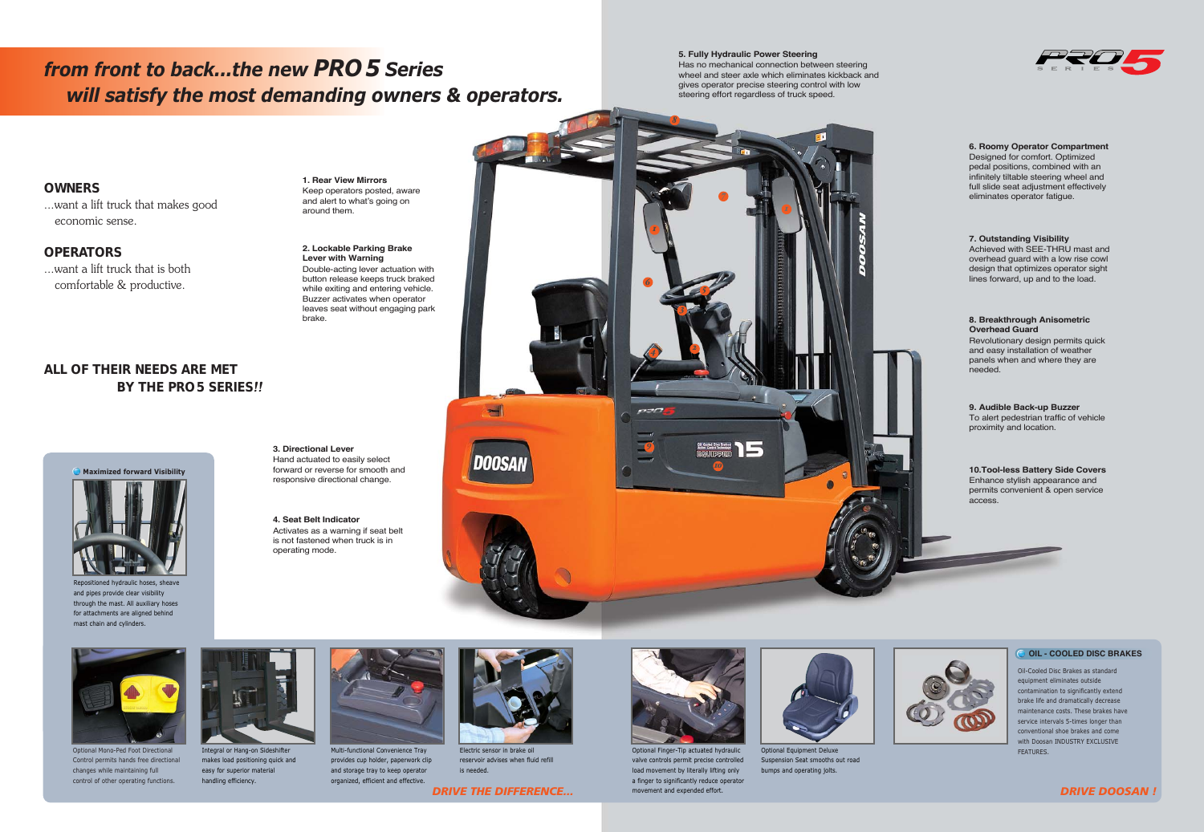# *from front to back...the new PRO 5 Series will satisfy the most demanding owners & operators.*

## OWNERS

...want a lift truck that makes good economic sense.

## OPERATORS

...want a lift truck that is both comfortable & productive.

## ALL OF THEIR NEEDS ARE MET BY THE PRO5 SERIES!!

**1. Rear View Mirrors**
Keep operators posted, aware and alert to what's going on around them.

**2. Lockable Parking Brake Lever with Warning**
Double-acting lever actuation with button release keeps truck braked while exiting and entering vehicle. Buzzer activates when operator leaves seat without engaging park brake.

**3. Directional Lever**
Hand actuated to easily select forward or reverse for smooth and responsive directional change.

**4. Seat Belt Indicator**
Activates as a warning if seat belt is not fastened when truck is in operating mode.

**5. Fully Hydraulic Power Steering**
Has no mechanical connection between steering wheel and steer axle which eliminates kickback and gives operator precise steering control with low steering effort regardless of truck speed.

**6. Roomy Operator Compartment**
Designed for comfort. Optimized pedal positions, combined with an infinitely tiltable steering wheel and full slide seat adjustment effectively eliminates operator fatigue.

**7. Outstanding Visibility**
Achieved with SEE-THRU mast and overhead guard with a low rise cowl design that optimizes operator sight lines forward, up and to the load.

**8. Breakthrough Anisometric Overhead Guard**
Revolutionary design permits quick and easy installation of weather panels when and where they are needed.

**9. Audible Back-up Buzzer**
To alert pedestrian traffic of vehicle proximity and location.

**10.Tool-less Battery Side Covers**
Enhance stylish appearance and permits convenient & open service access.

### Maximized forward Visibility

Repositioned hydraulic hoses, sheave and pipes provide clear visibility through the mast. All auxiliary hoses for attachments are aligned behind mast chain and cylinders.

Optional Mono-Ped Foot Directional Control permits hands free directional changes while maintaining full control of other operating functions.

Integral or Hang-on Sideshifter makes load positioning quick and easy for superior material handling efficiency.

Multi-functional Convenience Tray provides cup holder, paperwork clip and storage tray to keep operator organized, efficient and effective.

Electric sensor in brake oil reservoir advises when fluid refill is needed.

*DRIVE THE DIFFERENCE...*

Optional Finger-Tip actuated hydraulic valve controls permit precise controlled load movement by literally lifting only a finger to significantly reduce operator movement and expended effort.

Optional Equipment Deluxe Suspension Seat smooths out road bumps and operating jolts.

### OIL - COOLED DISC BRAKES

Oil-Cooled Disc Brakes as standard equipment eliminates outside contamination to significantly extend brake life and dramatically decrease maintenance costs. These brakes have service intervals 5-times longer than conventional shoe brakes and come with Doosan INDUSTRY EXCLUSIVE FEATURES.

*DRIVE DOOSAN !*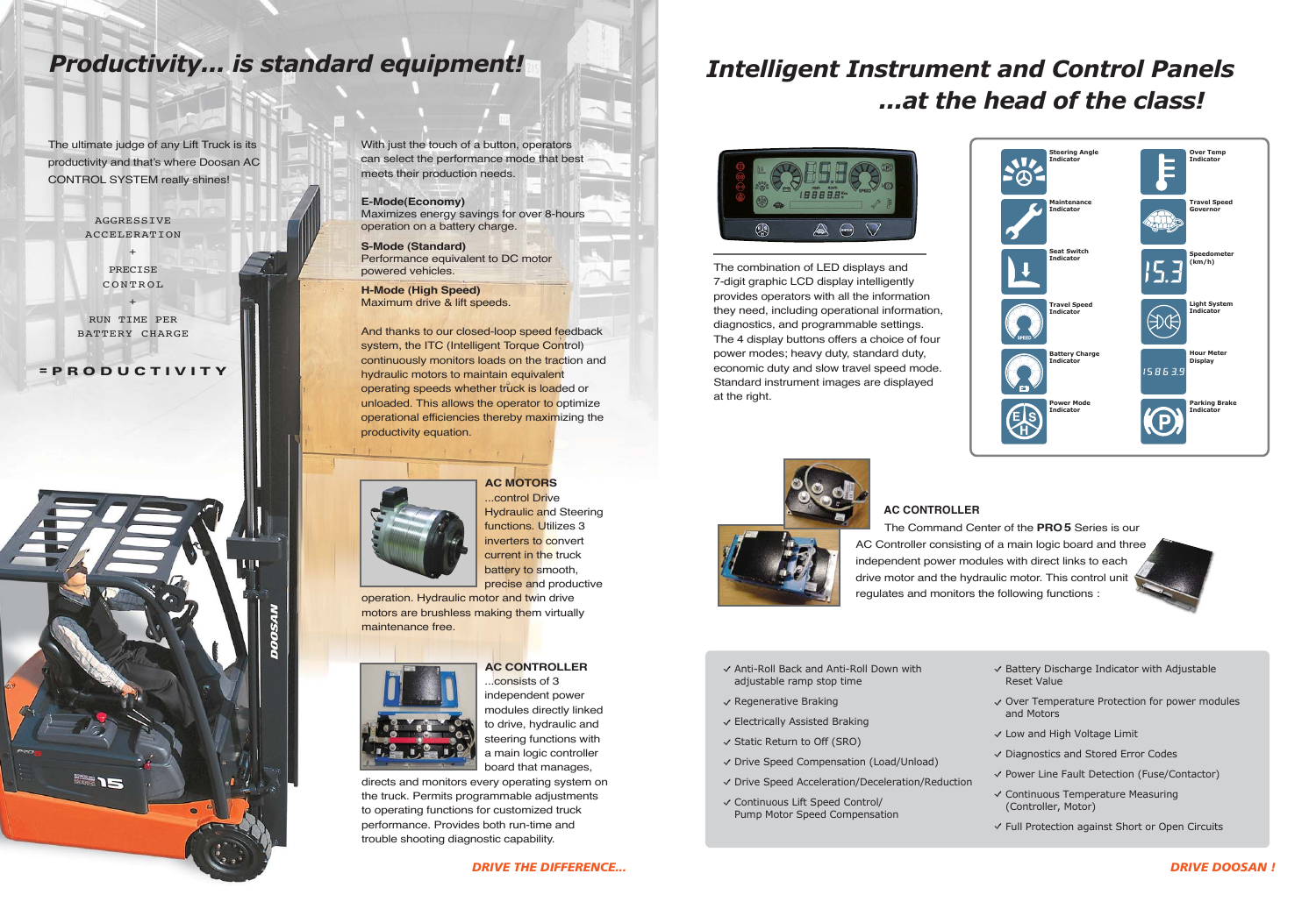# Productivity... is standard equipment!

The ultimate judge of any Lift Truck is its productivity and that's where Doosan AC CONTROL SYSTEM really shines!

AGGRESSIVE ACCELERATION
+
PRECISE CONTROL
+
RUN TIME PER BATTERY CHARGE

**=PRODUCTIVITY**

With just the touch of a button, operators can select the performance mode that best meets their production needs.

**E-Mode(Economy)**
Maximizes energy savings for over 8-hours operation on a battery charge.

**S-Mode (Standard)**
Performance equivalent to DC motor powered vehicles.

**H-Mode (High Speed)**
Maximum drive & lift speeds.

And thanks to our closed-loop speed feedback system, the ITC (Intelligent Torque Control) continuously monitors loads on the traction and hydraulic motors to maintain equivalent operating speeds whether truck is loaded or unloaded. This allows the operator to optimize operational efficiencies thereby maximizing the productivity equation.

### AC MOTORS

...control Drive Hydraulic and Steering functions. Utilizes 3 inverters to convert current in the truck battery to smooth, precise and productive operation. Hydraulic motor and twin drive motors are brushless making them virtually maintenance free.

### AC CONTROLLER

...consists of 3 independent power modules directly linked to drive, hydraulic and steering functions with a main logic controller board that manages, directs and monitors every operating system on the truck. Permits programmable adjustments to operating functions for customized truck performance. Provides both run-time and trouble shooting diagnostic capability.

*DRIVE THE DIFFERENCE...*

# Intelligent Instrument and Control Panels ...at the head of the class!

The combination of LED displays and 7-digit graphic LCD display intelligently provides operators with all the information they need, including operational information, diagnostics, and programmable settings. The 4 display buttons offers a choice of four power modes; heavy duty, standard duty, economic duty and slow travel speed mode. Standard instrument images are displayed at the right.

- Steering Angle Indicator
- Maintenance Indicator
- Seat Switch Indicator
- Travel Speed Indicator
- Battery Charge Indicator
- Power Mode Indicator
- Over Temp Indicator
- Travel Speed Governor
- Speedometer (km/h)
- Light System Indicator
- Hour Meter Display
- Parking Brake Indicator

### AC CONTROLLER

The Command Center of the **PRO 5** Series is our AC Controller consisting of a main logic board and three independent power modules with direct links to each drive motor and the hydraulic motor. This control unit regulates and monitors the following functions :

- ✓ Anti-Roll Back and Anti-Roll Down with adjustable ramp stop time
- ✓ Regenerative Braking
- ✓ Electrically Assisted Braking
- ✓ Static Return to Off (SRO)
- ✓ Drive Speed Compensation (Load/Unload)
- ✓ Drive Speed Acceleration/Deceleration/Reduction
- ✓ Continuous Lift Speed Control/ Pump Motor Speed Compensation
- ✓ Battery Discharge Indicator with Adjustable Reset Value
- ✓ Over Temperature Protection for power modules and Motors
- ✓ Low and High Voltage Limit
- ✓ Diagnostics and Stored Error Codes
- ✓ Power Line Fault Detection (Fuse/Contactor)
- ✓ Continuous Temperature Measuring (Controller, Motor)
- ✓ Full Protection against Short or Open Circuits

*DRIVE DOOSAN !*